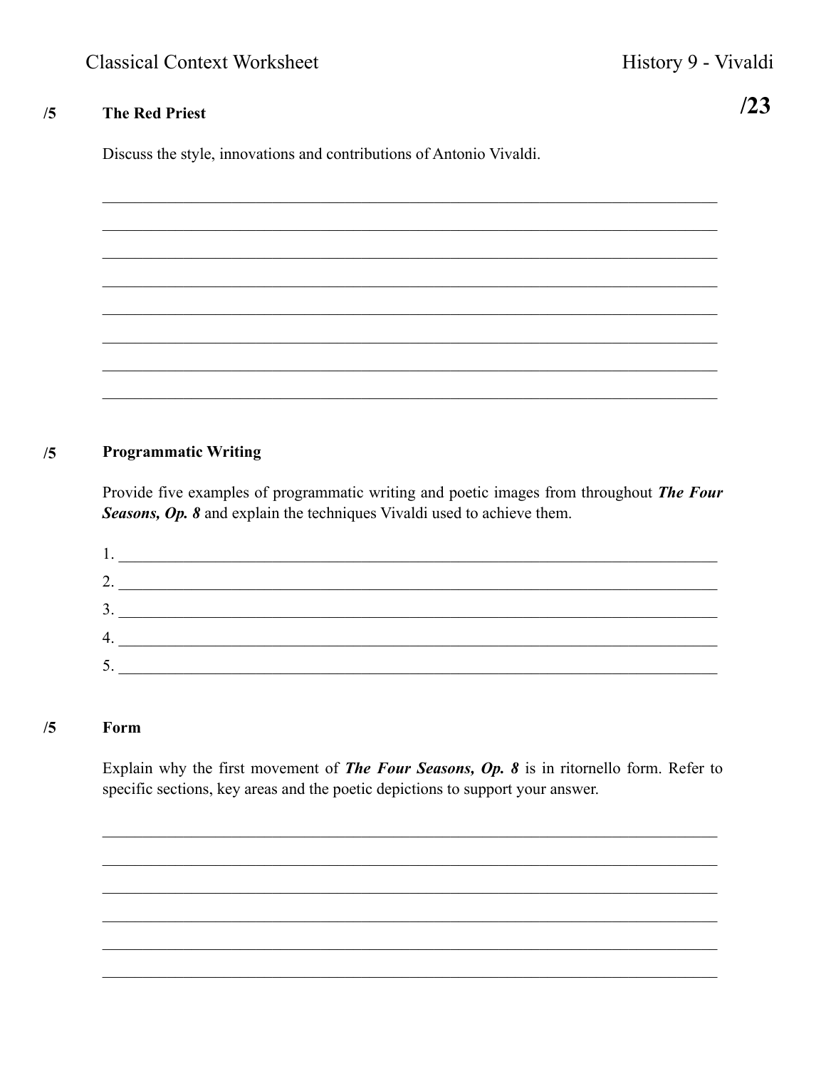Classical Context Worksheet

History 9 - Vivaldi

**/23**

## /5 The Red Priest

Discuss the style, innovations and contributions of Antonio Vivaldi.

______________________________________________________________________________

______________________________________________________________________________

______________________________________________________________________________

______________________________________________________________________________

______________________________________________________________________________

______________________________________________________________________________

______________________________________________________________________________

______________________________________________________________________________

## /5 Programmatic Writing

Provide five examples of programmatic writing and poetic images from throughout ***The Four Seasons, Op. 8*** and explain the techniques Vivaldi used to achieve them.

1. ____________________________________________________________________________
2. ____________________________________________________________________________
3. ____________________________________________________________________________
4. ____________________________________________________________________________
5. ____________________________________________________________________________

## /5 Form

Explain why the first movement of ***The Four Seasons, Op. 8*** is in ritornello form. Refer to specific sections, key areas and the poetic depictions to support your answer.

______________________________________________________________________________

______________________________________________________________________________

______________________________________________________________________________

______________________________________________________________________________

______________________________________________________________________________

______________________________________________________________________________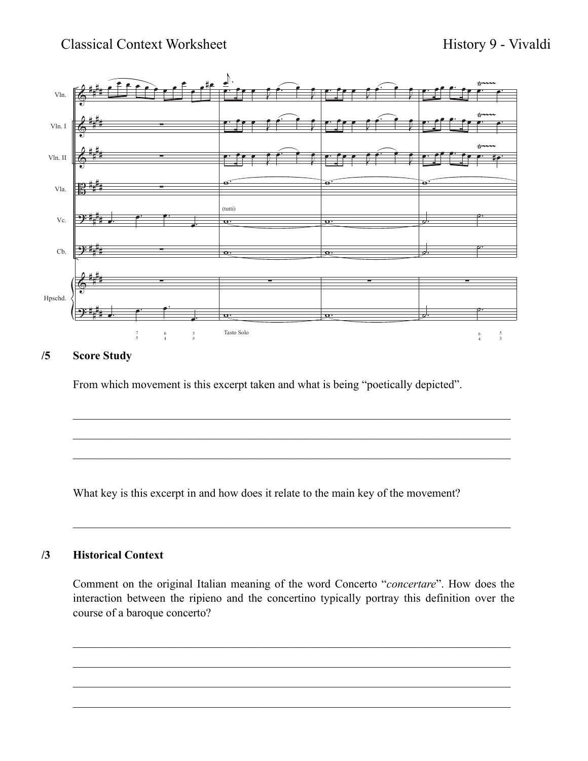## /5 Score Study

From which movement is this excerpt taken and what is being "poetically depicted".

______________________________________________________________________________

______________________________________________________________________________

______________________________________________________________________________

What key is this excerpt in and how does it relate to the main key of the movement?

______________________________________________________________________________

## /3 Historical Context

Comment on the original Italian meaning of the word Concerto "*concertare*". How does the interaction between the ripieno and the concertino typically portray this definition over the course of a baroque concerto?

______________________________________________________________________________

______________________________________________________________________________

______________________________________________________________________________

______________________________________________________________________________